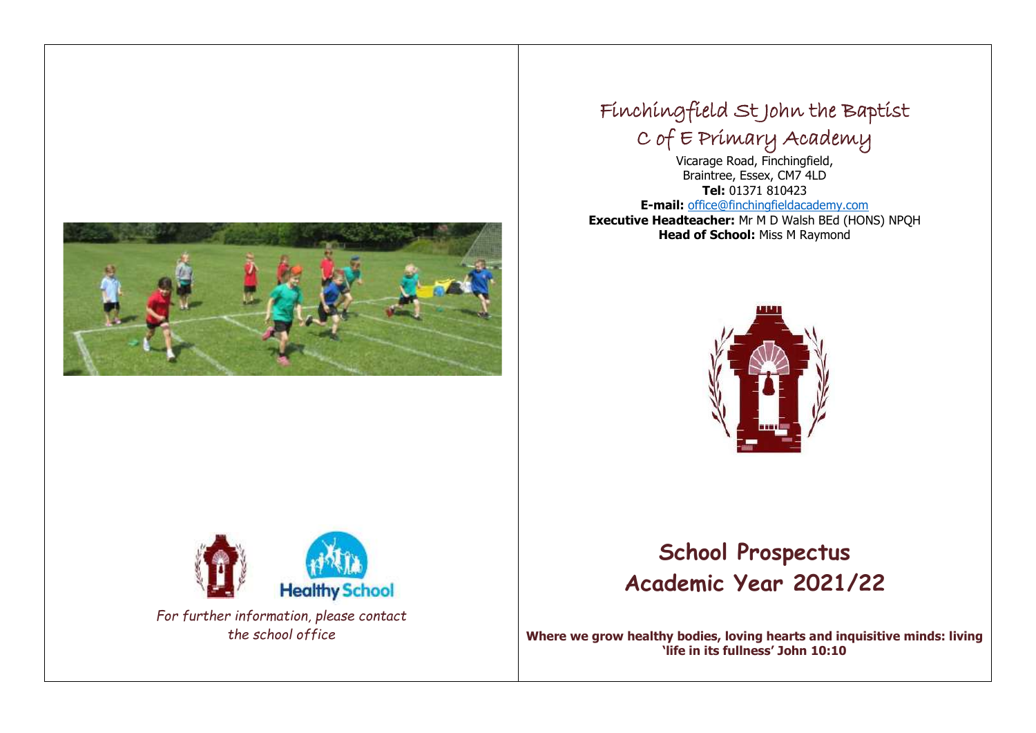*For further information, please contact the school office*

# Finchingfield St John the Baptist C of E Primary Academy

Vicarage Road, Finchingfield,
Braintree, Essex, CM7 4LD
**Tel:** 01371 810423
**E-mail:** office@finchingfieldacademy.com
**Executive Headteacher:** Mr M D Walsh BEd (HONS) NPQH
**Head of School:** Miss M Raymond

# School Prospectus
# Academic Year 2021/22

**Where we grow healthy bodies, loving hearts and inquisitive minds: living 'life in its fullness' John 10:10**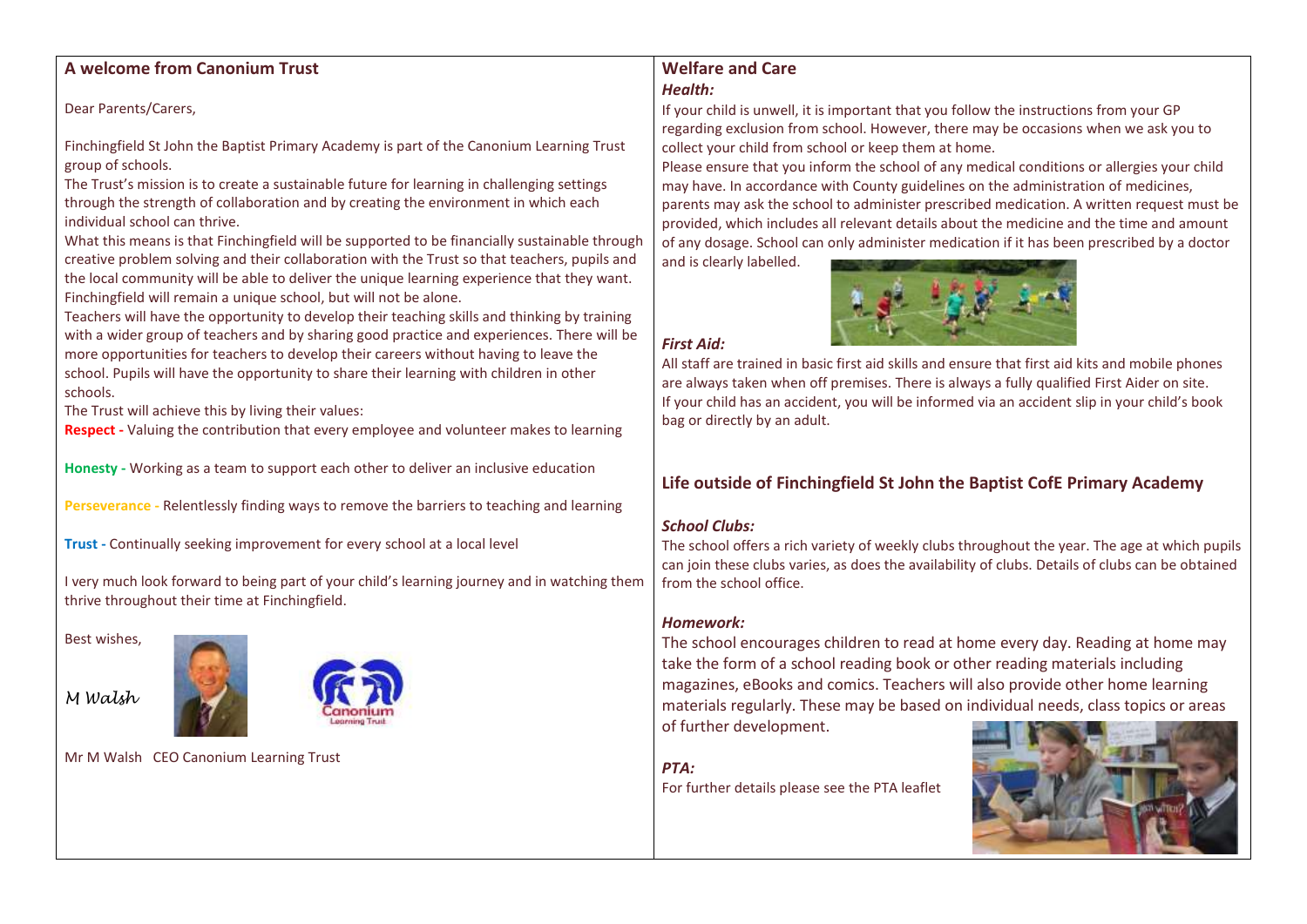## A welcome from Canonium Trust

Dear Parents/Carers,

Finchingfield St John the Baptist Primary Academy is part of the Canonium Learning Trust group of schools.

The Trust's mission is to create a sustainable future for learning in challenging settings through the strength of collaboration and by creating the environment in which each individual school can thrive.

What this means is that Finchingfield will be supported to be financially sustainable through creative problem solving and their collaboration with the Trust so that teachers, pupils and the local community will be able to deliver the unique learning experience that they want. Finchingfield will remain a unique school, but will not be alone.

Teachers will have the opportunity to develop their teaching skills and thinking by training with a wider group of teachers and by sharing good practice and experiences. There will be more opportunities for teachers to develop their careers without having to leave the school. Pupils will have the opportunity to share their learning with children in other schools.

The Trust will achieve this by living their values:

**Respect -** Valuing the contribution that every employee and volunteer makes to learning

**Honesty -** Working as a team to support each other to deliver an inclusive education

**Perseverance -** Relentlessly finding ways to remove the barriers to teaching and learning

**Trust -** Continually seeking improvement for every school at a local level

I very much look forward to being part of your child's learning journey and in watching them thrive throughout their time at Finchingfield.

Best wishes,

*M Walsh*

Mr M Walsh CEO Canonium Learning Trust

## Welfare and Care

### *Health:*

If your child is unwell, it is important that you follow the instructions from your GP regarding exclusion from school. However, there may be occasions when we ask you to collect your child from school or keep them at home.

Please ensure that you inform the school of any medical conditions or allergies your child may have. In accordance with County guidelines on the administration of medicines, parents may ask the school to administer prescribed medication. A written request must be provided, which includes all relevant details about the medicine and the time and amount of any dosage. School can only administer medication if it has been prescribed by a doctor and is clearly labelled.

### *First Aid:*

All staff are trained in basic first aid skills and ensure that first aid kits and mobile phones are always taken when off premises. There is always a fully qualified First Aider on site. If your child has an accident, you will be informed via an accident slip in your child's book bag or directly by an adult.

## Life outside of Finchingfield St John the Baptist CofE Primary Academy

### *School Clubs:*

The school offers a rich variety of weekly clubs throughout the year. The age at which pupils can join these clubs varies, as does the availability of clubs. Details of clubs can be obtained from the school office.

### *Homework:*

The school encourages children to read at home every day. Reading at home may take the form of a school reading book or other reading materials including magazines, eBooks and comics. Teachers will also provide other home learning materials regularly. These may be based on individual needs, class topics or areas of further development.

### *PTA:*

For further details please see the PTA leaflet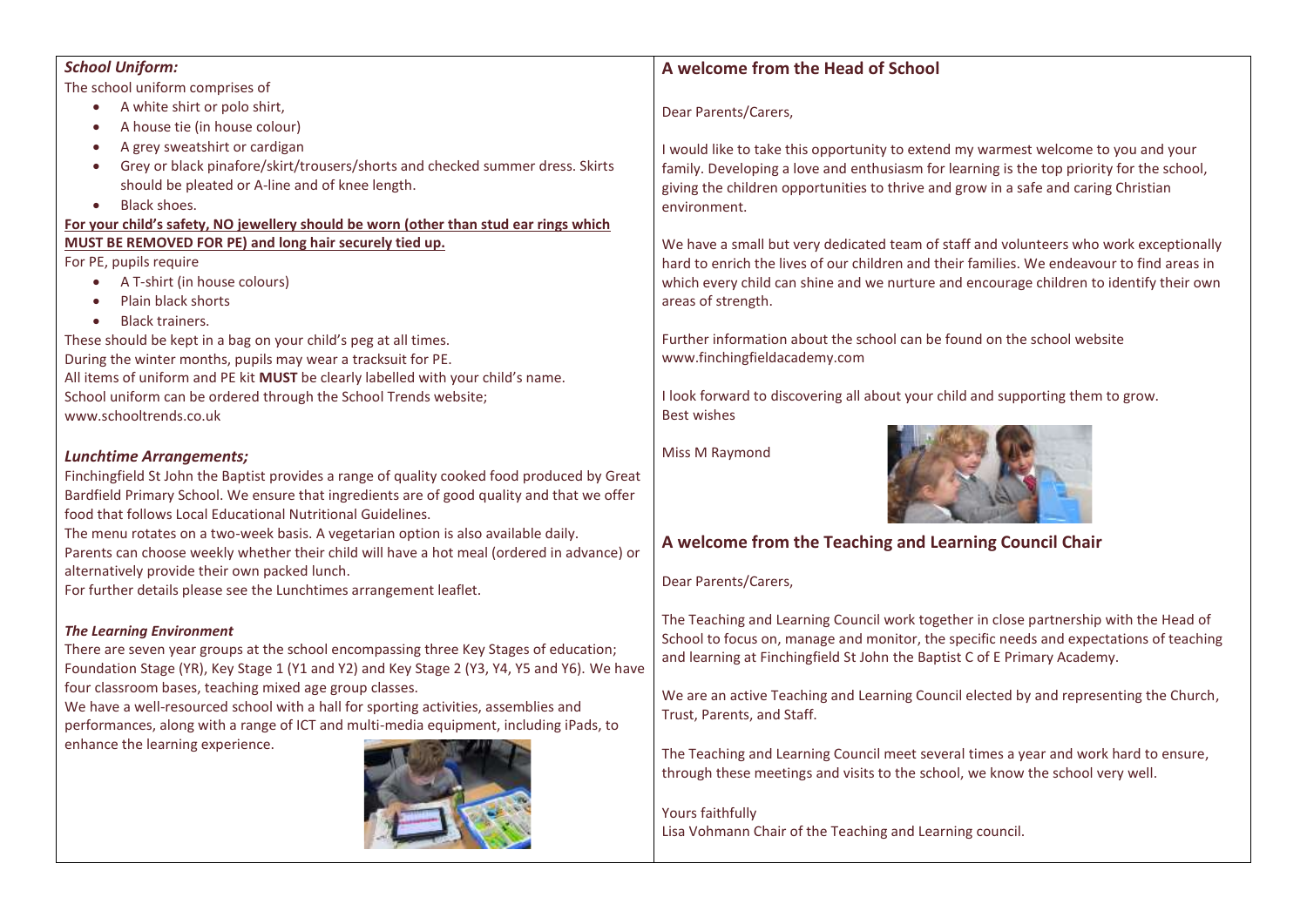***School Uniform:***

The school uniform comprises of

- A white shirt or polo shirt,
- A house tie (in house colour)
- A grey sweatshirt or cardigan
- Grey or black pinafore/skirt/trousers/shorts and checked summer dress. Skirts should be pleated or A-line and of knee length.
- Black shoes.

**For your child's safety, NO jewellery should be worn (other than stud ear rings which MUST BE REMOVED FOR PE) and long hair securely tied up.**

For PE, pupils require

- A T-shirt (in house colours)
- Plain black shorts
- Black trainers.

These should be kept in a bag on your child's peg at all times.
During the winter months, pupils may wear a tracksuit for PE.
All items of uniform and PE kit **MUST** be clearly labelled with your child's name.
School uniform can be ordered through the School Trends website; www.schooltrends.co.uk

***Lunchtime Arrangements;***

Finchingfield St John the Baptist provides a range of quality cooked food produced by Great Bardfield Primary School. We ensure that ingredients are of good quality and that we offer food that follows Local Educational Nutritional Guidelines.
The menu rotates on a two-week basis. A vegetarian option is also available daily.
Parents can choose weekly whether their child will have a hot meal (ordered in advance) or alternatively provide their own packed lunch.
For further details please see the Lunchtimes arrangement leaflet.

***The Learning Environment***

There are seven year groups at the school encompassing three Key Stages of education; Foundation Stage (YR), Key Stage 1 (Y1 and Y2) and Key Stage 2 (Y3, Y4, Y5 and Y6). We have four classroom bases, teaching mixed age group classes.
We have a well-resourced school with a hall for sporting activities, assemblies and performances, along with a range of ICT and multi-media equipment, including iPads, to enhance the learning experience.

## A welcome from the Head of School

Dear Parents/Carers,

I would like to take this opportunity to extend my warmest welcome to you and your family. Developing a love and enthusiasm for learning is the top priority for the school, giving the children opportunities to thrive and grow in a safe and caring Christian environment.

We have a small but very dedicated team of staff and volunteers who work exceptionally hard to enrich the lives of our children and their families. We endeavour to find areas in which every child can shine and we nurture and encourage children to identify their own areas of strength.

Further information about the school can be found on the school website www.finchingfieldacademy.com

I look forward to discovering all about your child and supporting them to grow.
Best wishes

Miss M Raymond

## A welcome from the Teaching and Learning Council Chair

Dear Parents/Carers,

The Teaching and Learning Council work together in close partnership with the Head of School to focus on, manage and monitor, the specific needs and expectations of teaching and learning at Finchingfield St John the Baptist C of E Primary Academy.

We are an active Teaching and Learning Council elected by and representing the Church, Trust, Parents, and Staff.

The Teaching and Learning Council meet several times a year and work hard to ensure, through these meetings and visits to the school, we know the school very well.

Yours faithfully
Lisa Vohmann Chair of the Teaching and Learning council.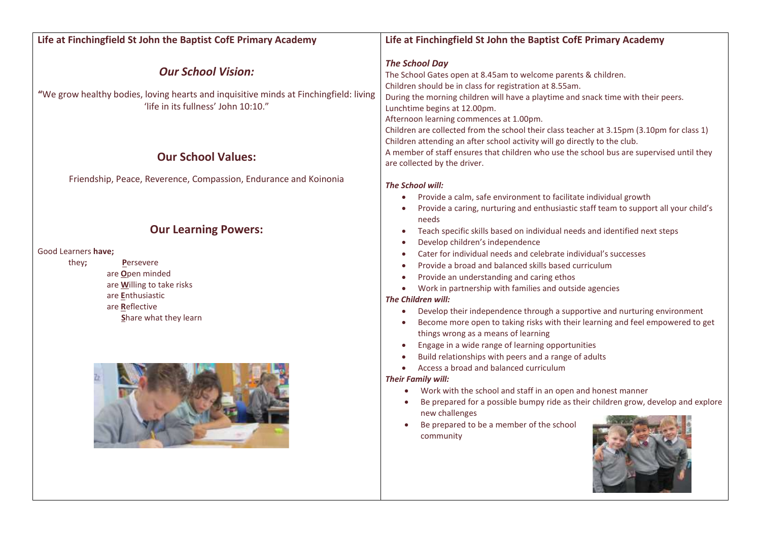## Life at Finchingfield St John the Baptist CofE Primary Academy

### *Our School Vision:*

**"**We grow healthy bodies, loving hearts and inquisitive minds at Finchingfield: living 'life in its fullness' John 10:10."

### Our School Values:

Friendship, Peace, Reverence, Compassion, Endurance and Koinonia

### Our Learning Powers:

Good Learners **have;**

they**;** **P**ersevere

are **O**pen minded

are **W**illing to take risks

are **E**nthusiastic

are **R**eflective

**S**hare what they learn

## Life at Finchingfield St John the Baptist CofE Primary Academy

***The School Day***

The School Gates open at 8.45am to welcome parents & children.
Children should be in class for registration at 8.55am.
During the morning children will have a playtime and snack time with their peers.
Lunchtime begins at 12.00pm.
Afternoon learning commences at 1.00pm.
Children are collected from the school their class teacher at 3.15pm (3.10pm for class 1)
Children attending an after school activity will go directly to the club.
A member of staff ensures that children who use the school bus are supervised until they are collected by the driver.

***The School will:***

- Provide a calm, safe environment to facilitate individual growth
- Provide a caring, nurturing and enthusiastic staff team to support all your child's needs
- Teach specific skills based on individual needs and identified next steps
- Develop children's independence
- Cater for individual needs and celebrate individual's successes
- Provide a broad and balanced skills based curriculum
- Provide an understanding and caring ethos
- Work in partnership with families and outside agencies

***The Children will:***

- Develop their independence through a supportive and nurturing environment
- Become more open to taking risks with their learning and feel empowered to get things wrong as a means of learning
- Engage in a wide range of learning opportunities
- Build relationships with peers and a range of adults
- Access a broad and balanced curriculum

***Their Family will:***

- Work with the school and staff in an open and honest manner
- Be prepared for a possible bumpy ride as their children grow, develop and explore new challenges
- Be prepared to be a member of the school community